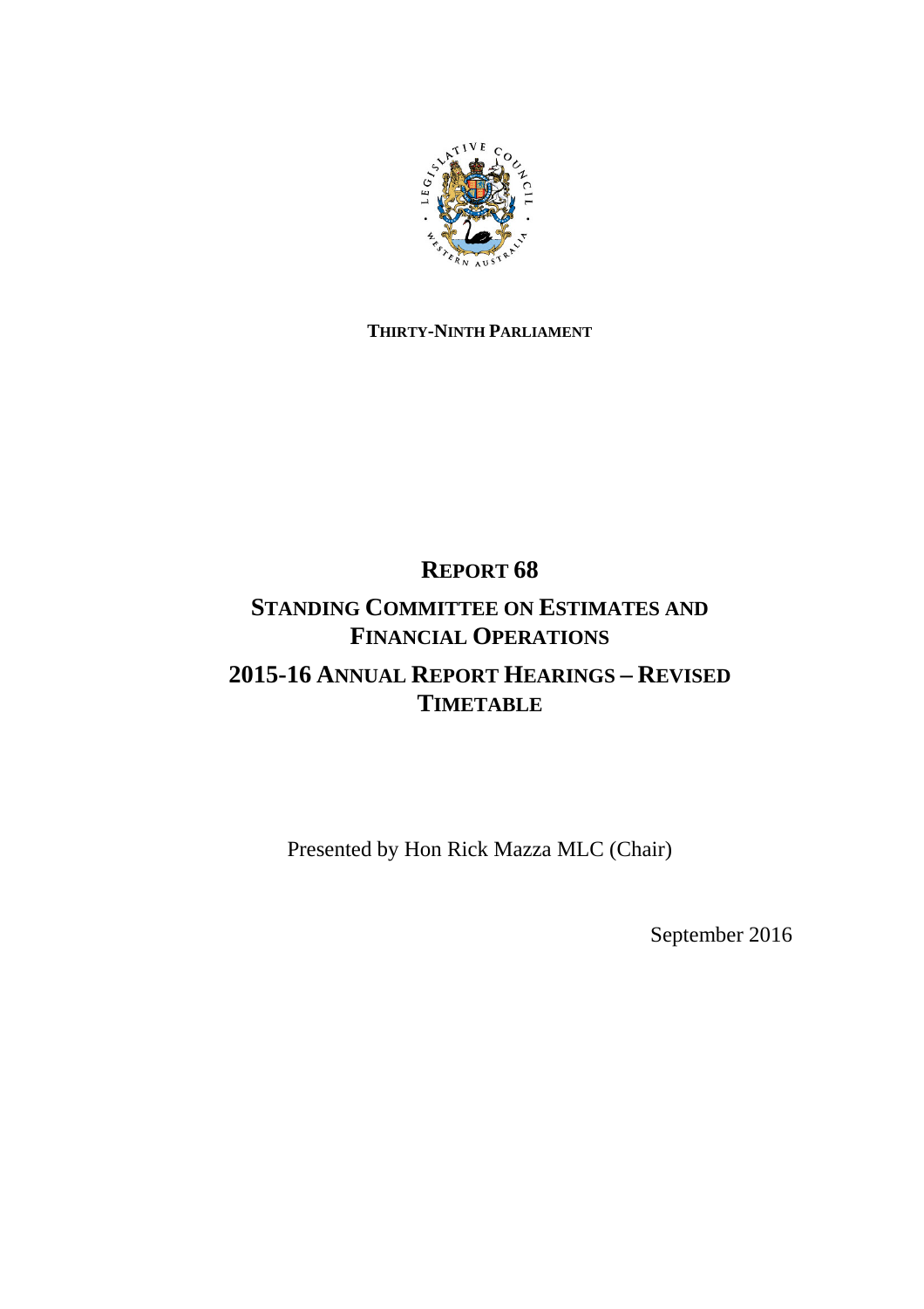**THIRTY-NINTH PARLIAMENT**

# REPORT 68

## STANDING COMMITTEE ON ESTIMATES AND FINANCIAL OPERATIONS

## 2015-16 ANNUAL REPORT HEARINGS – REVISED TIMETABLE

Presented by Hon Rick Mazza MLC (Chair)

September 2016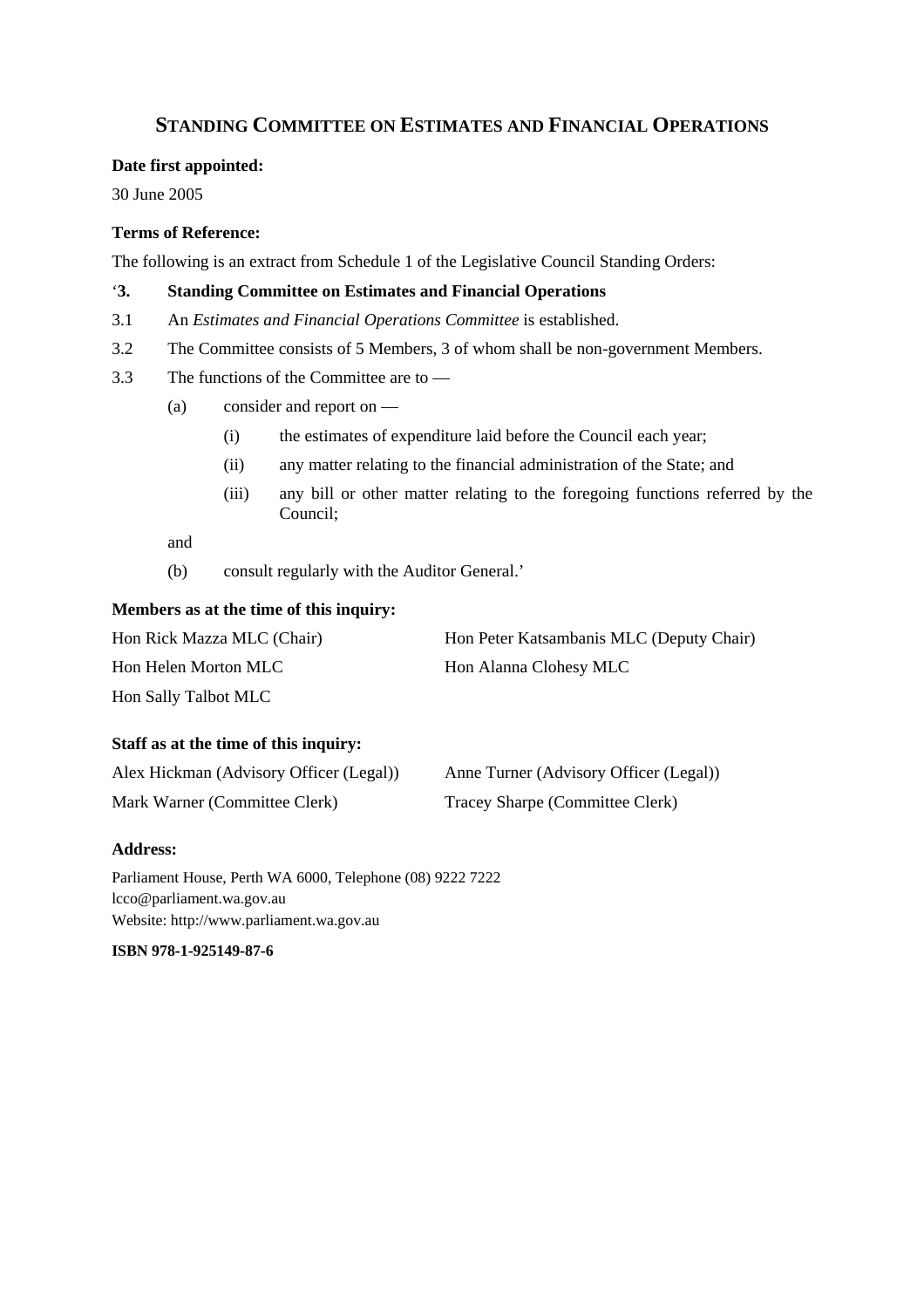# STANDING COMMITTEE ON ESTIMATES AND FINANCIAL OPERATIONS

**Date first appointed:**

30 June 2005

**Terms of Reference:**

The following is an extract from Schedule 1 of the Legislative Council Standing Orders:

'**3. Standing Committee on Estimates and Financial Operations**

3.1 An *Estimates and Financial Operations Committee* is established.

3.2 The Committee consists of 5 Members, 3 of whom shall be non-government Members.

3.3 The functions of the Committee are to —

- (a) consider and report on —
  - (i) the estimates of expenditure laid before the Council each year;
  - (ii) any matter relating to the financial administration of the State; and
  - (iii) any bill or other matter relating to the foregoing functions referred by the Council;

  and

- (b) consult regularly with the Auditor General.'

**Members as at the time of this inquiry:**

Hon Rick Mazza MLC (Chair)
Hon Peter Katsambanis MLC (Deputy Chair)
Hon Helen Morton MLC
Hon Alanna Clohesy MLC
Hon Sally Talbot MLC

**Staff as at the time of this inquiry:**

Alex Hickman (Advisory Officer (Legal))
Anne Turner (Advisory Officer (Legal))
Mark Warner (Committee Clerk)
Tracey Sharpe (Committee Clerk)

**Address:**

Parliament House, Perth WA 6000, Telephone (08) 9222 7222
lcco@parliament.wa.gov.au
Website: http://www.parliament.wa.gov.au

**ISBN 978-1-925149-87-6**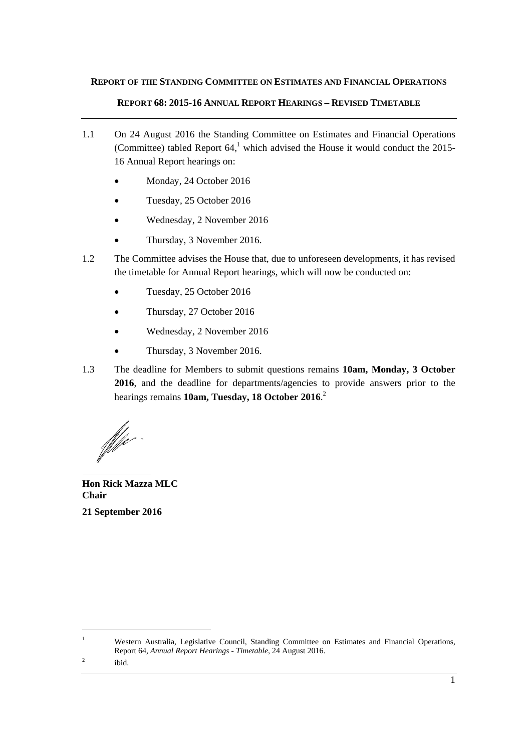**REPORT OF THE STANDING COMMITTEE ON ESTIMATES AND FINANCIAL OPERATIONS**

**REPORT 68: 2015-16 ANNUAL REPORT HEARINGS – REVISED TIMETABLE**

1.1 On 24 August 2016 the Standing Committee on Estimates and Financial Operations (Committee) tabled Report 64,[1] which advised the House it would conduct the 2015-16 Annual Report hearings on:

- Monday, 24 October 2016
- Tuesday, 25 October 2016
- Wednesday, 2 November 2016
- Thursday, 3 November 2016.

1.2 The Committee advises the House that, due to unforeseen developments, it has revised the timetable for Annual Report hearings, which will now be conducted on:

- Tuesday, 25 October 2016
- Thursday, 27 October 2016
- Wednesday, 2 November 2016
- Thursday, 3 November 2016.

1.3 The deadline for Members to submit questions remains **10am, Monday, 3 October 2016**, and the deadline for departments/agencies to provide answers prior to the hearings remains **10am, Tuesday, 18 October 2016**.[2]

**Hon Rick Mazza MLC**
**Chair**

**21 September 2016**

---

[1] Western Australia, Legislative Council, Standing Committee on Estimates and Financial Operations, Report 64, *Annual Report Hearings - Timetable*, 24 August 2016.

[2] ibid.